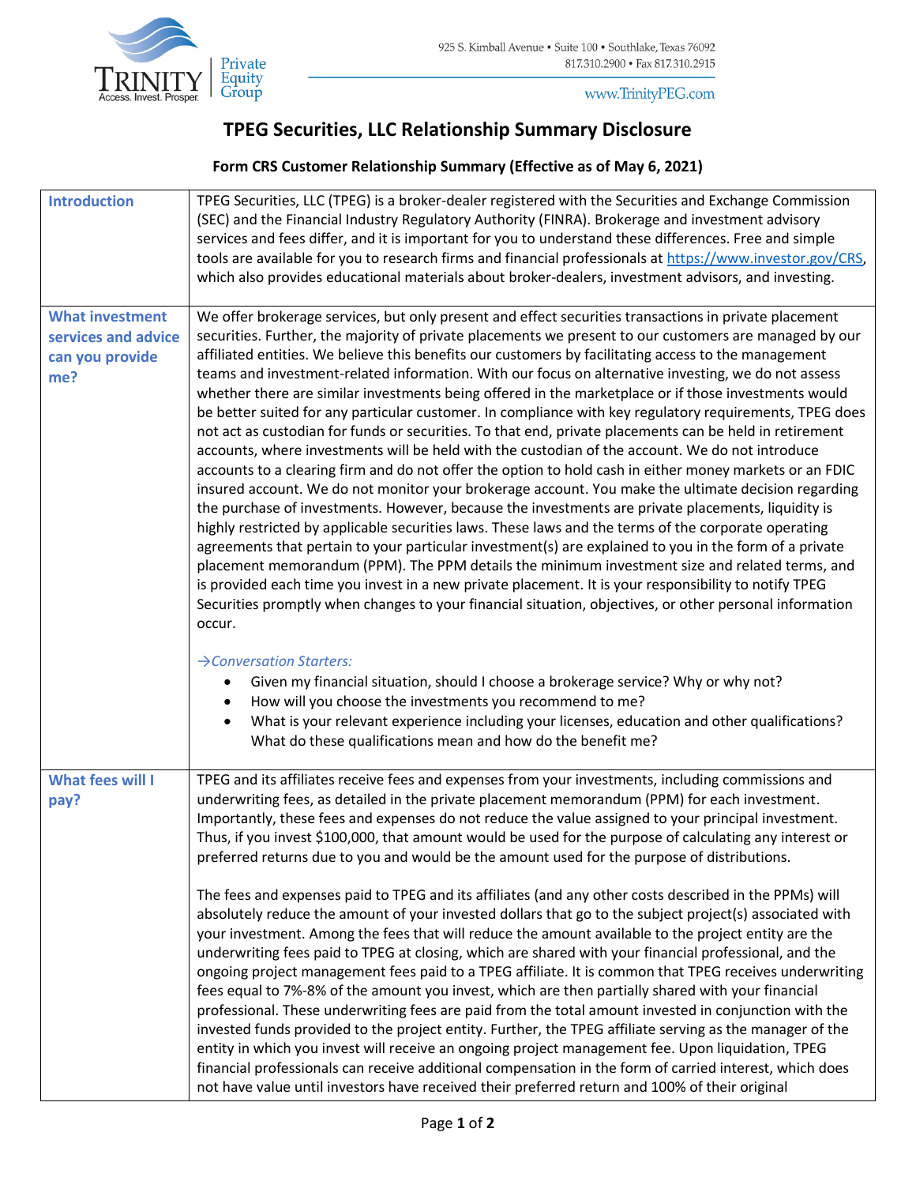Trinity Private Equity Group — Access. Invest. Prosper.

925 S. Kimball Avenue • Suite 100 • Southlake, Texas 76092
817.310.2900 • Fax 817.310.2915

www.TrinityPEG.com

# TPEG Securities, LLC Relationship Summary Disclosure

## Form CRS Customer Relationship Summary (Effective as of May 6, 2021)

| | |
|---|---|
| **Introduction** | TPEG Securities, LLC (TPEG) is a broker-dealer registered with the Securities and Exchange Commission (SEC) and the Financial Industry Regulatory Authority (FINRA). Brokerage and investment advisory services and fees differ, and it is important for you to understand these differences. Free and simple tools are available for you to research firms and financial professionals at https://www.investor.gov/CRS, which also provides educational materials about broker-dealers, investment advisors, and investing. |
| **What investment services and advice can you provide me?** | We offer brokerage services, but only present and effect securities transactions in private placement securities. Further, the majority of private placements we present to our customers are managed by our affiliated entities. We believe this benefits our customers by facilitating access to the management teams and investment-related information. With our focus on alternative investing, we do not assess whether there are similar investments being offered in the marketplace or if those investments would be better suited for any particular customer. In compliance with key regulatory requirements, TPEG does not act as custodian for funds or securities. To that end, private placements can be held in retirement accounts, where investments will be held with the custodian of the account. We do not introduce accounts to a clearing firm and do not offer the option to hold cash in either money markets or an FDIC insured account. We do not monitor your brokerage account. You make the ultimate decision regarding the purchase of investments. However, because the investments are private placements, liquidity is highly restricted by applicable securities laws. These laws and the terms of the corporate operating agreements that pertain to your particular investment(s) are explained to you in the form of a private placement memorandum (PPM). The PPM details the minimum investment size and related terms, and is provided each time you invest in a new private placement. It is your responsibility to notify TPEG Securities promptly when changes to your financial situation, objectives, or other personal information occur.<br><br>*→Conversation Starters:*<br>• Given my financial situation, should I choose a brokerage service? Why or why not?<br>• How will you choose the investments you recommend to me?<br>• What is your relevant experience including your licenses, education and other qualifications? What do these qualifications mean and how do the benefit me? |
| **What fees will I pay?** | TPEG and its affiliates receive fees and expenses from your investments, including commissions and underwriting fees, as detailed in the private placement memorandum (PPM) for each investment. Importantly, these fees and expenses do not reduce the value assigned to your principal investment. Thus, if you invest $100,000, that amount would be used for the purpose of calculating any interest or preferred returns due to you and would be the amount used for the purpose of distributions.<br><br>The fees and expenses paid to TPEG and its affiliates (and any other costs described in the PPMs) will absolutely reduce the amount of your invested dollars that go to the subject project(s) associated with your investment. Among the fees that will reduce the amount available to the project entity are the underwriting fees paid to TPEG at closing, which are shared with your financial professional, and the ongoing project management fees paid to a TPEG affiliate. It is common that TPEG receives underwriting fees equal to 7%-8% of the amount you invest, which are then partially shared with your financial professional. These underwriting fees are paid from the total amount invested in conjunction with the invested funds provided to the project entity. Further, the TPEG affiliate serving as the manager of the entity in which you invest will receive an ongoing project management fee. Upon liquidation, TPEG financial professionals can receive additional compensation in the form of carried interest, which does not have value until investors have received their preferred return and 100% of their original |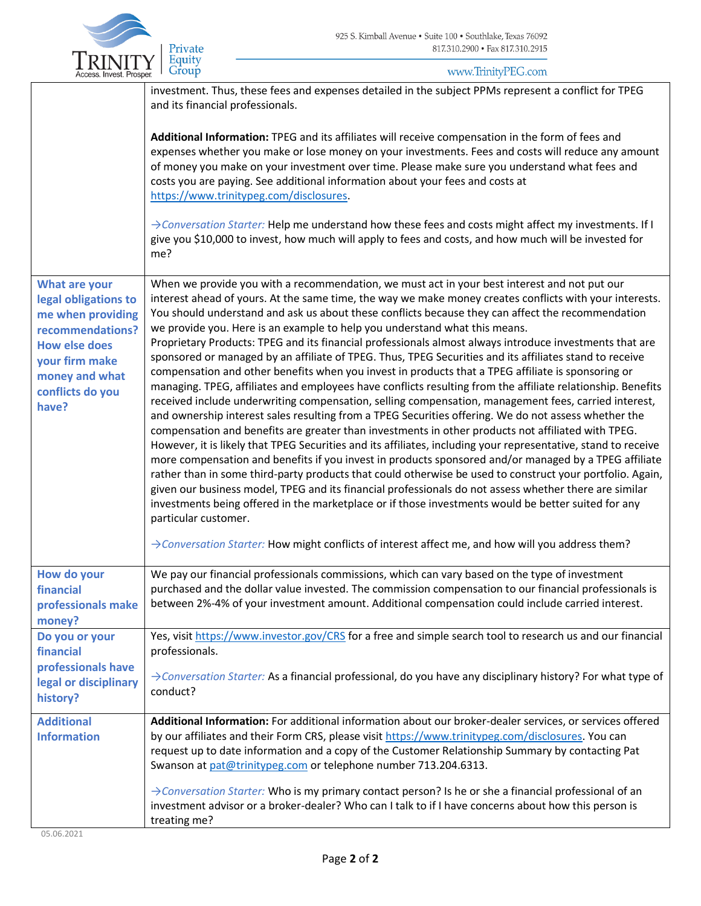| | |
|---|---|
| | investment. Thus, these fees and expenses detailed in the subject PPMs represent a conflict for TPEG and its financial professionals.<br><br>**Additional Information:** TPEG and its affiliates will receive compensation in the form of fees and expenses whether you make or lose money on your investments. Fees and costs will reduce any amount of money you make on your investment over time. Please make sure you understand what fees and costs you are paying. See additional information about your fees and costs at https://www.trinitypeg.com/disclosures.<br><br>→*Conversation Starter:* Help me understand how these fees and costs might affect my investments. If I give you $10,000 to invest, how much will apply to fees and costs, and how much will be invested for me? |
| **What are your legal obligations to me when providing recommendations? How else does your firm make money and what conflicts do you have?** | When we provide you with a recommendation, we must act in your best interest and not put our interest ahead of yours. At the same time, the way we make money creates conflicts with your interests. You should understand and ask us about these conflicts because they can affect the recommendation we provide you. Here is an example to help you understand what this means.<br>Proprietary Products: TPEG and its financial professionals almost always introduce investments that are sponsored or managed by an affiliate of TPEG. Thus, TPEG Securities and its affiliates stand to receive compensation and other benefits when you invest in products that a TPEG affiliate is sponsoring or managing. TPEG, affiliates and employees have conflicts resulting from the affiliate relationship. Benefits received include underwriting compensation, selling compensation, management fees, carried interest, and ownership interest sales resulting from a TPEG Securities offering. We do not assess whether the compensation and benefits are greater than investments in other products not affiliated with TPEG. However, it is likely that TPEG Securities and its affiliates, including your representative, stand to receive more compensation and benefits if you invest in products sponsored and/or managed by a TPEG affiliate rather than in some third-party products that could otherwise be used to construct your portfolio. Again, given our business model, TPEG and its financial professionals do not assess whether there are similar investments being offered in the marketplace or if those investments would be better suited for any particular customer.<br><br>→*Conversation Starter:* How might conflicts of interest affect me, and how will you address them? |
| **How do your financial professionals make money?** | We pay our financial professionals commissions, which can vary based on the type of investment purchased and the dollar value invested. The commission compensation to our financial professionals is between 2%-4% of your investment amount. Additional compensation could include carried interest. |
| **Do you or your financial professionals have legal or disciplinary history?** | Yes, visit https://www.investor.gov/CRS for a free and simple search tool to research us and our financial professionals.<br><br>→*Conversation Starter:* As a financial professional, do you have any disciplinary history? For what type of conduct? |
| **Additional Information** | **Additional Information:** For additional information about our broker-dealer services, or services offered by our affiliates and their Form CRS, please visit https://www.trinitypeg.com/disclosures. You can request up to date information and a copy of the Customer Relationship Summary by contacting Pat Swanson at pat@trinitypeg.com or telephone number 713.204.6313.<br><br>→*Conversation Starter:* Who is my primary contact person? Is he or she a financial professional of an investment advisor or a broker-dealer? Who can I talk to if I have concerns about how this person is treating me? |

05.06.2021